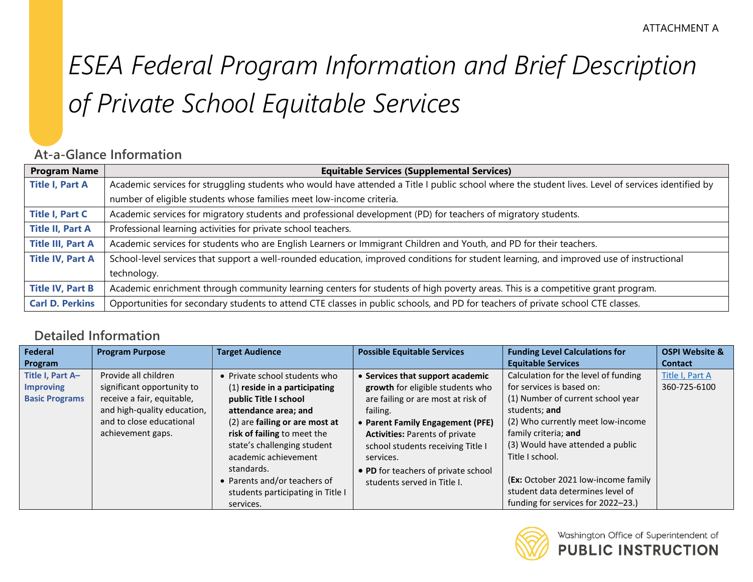ATTACHMENT A

# *ESEA Federal Program Information and Brief Description of Private School Equitable Services*

## At-a-Glance Information

| Program Name | Equitable Services (Supplemental Services) |
|---|---|
| **Title I, Part A** | Academic services for struggling students who would have attended a Title I public school where the student lives. Level of services identified by number of eligible students whose families meet low-income criteria. |
| **Title I, Part C** | Academic services for migratory students and professional development (PD) for teachers of migratory students. |
| **Title II, Part A** | Professional learning activities for private school teachers. |
| **Title III, Part A** | Academic services for students who are English Learners or Immigrant Children and Youth, and PD for their teachers. |
| **Title IV, Part A** | School-level services that support a well-rounded education, improved conditions for student learning, and improved use of instructional technology. |
| **Title IV, Part B** | Academic enrichment through community learning centers for students of high poverty areas. This is a competitive grant program. |
| **Carl D. Perkins** | Opportunities for secondary students to attend CTE classes in public schools, and PD for teachers of private school CTE classes. |

## Detailed Information

| Federal Program | Program Purpose | Target Audience | Possible Equitable Services | Funding Level Calculations for Equitable Services | OSPI Website & Contact |
|---|---|---|---|---|---|
| **Title I, Part A–Improving Basic Programs** | Provide all children significant opportunity to receive a fair, equitable, and high-quality education, and to close educational achievement gaps. | • Private school students who (1) **reside in a participating public Title I school attendance area; and** (2) are **failing or are most at risk of failing** to meet the state's challenging student academic achievement standards.<br>• Parents and/or teachers of students participating in Title I services. | • **Services that support academic growth** for eligible students who are failing or are most at risk of failing.<br>• **Parent Family Engagement (PFE) Activities:** Parents of private school students receiving Title I services.<br>• **PD** for teachers of private school students served in Title I. | Calculation for the level of funding for services is based on:<br>(1) Number of current school year students; **and**<br>(2) Who currently meet low-income family criteria; **and**<br>(3) Would have attended a public Title I school.<br><br>(**Ex:** October 2021 low-income family student data determines level of funding for services for 2022–23.) | Title I, Part A<br>360-725-6100 |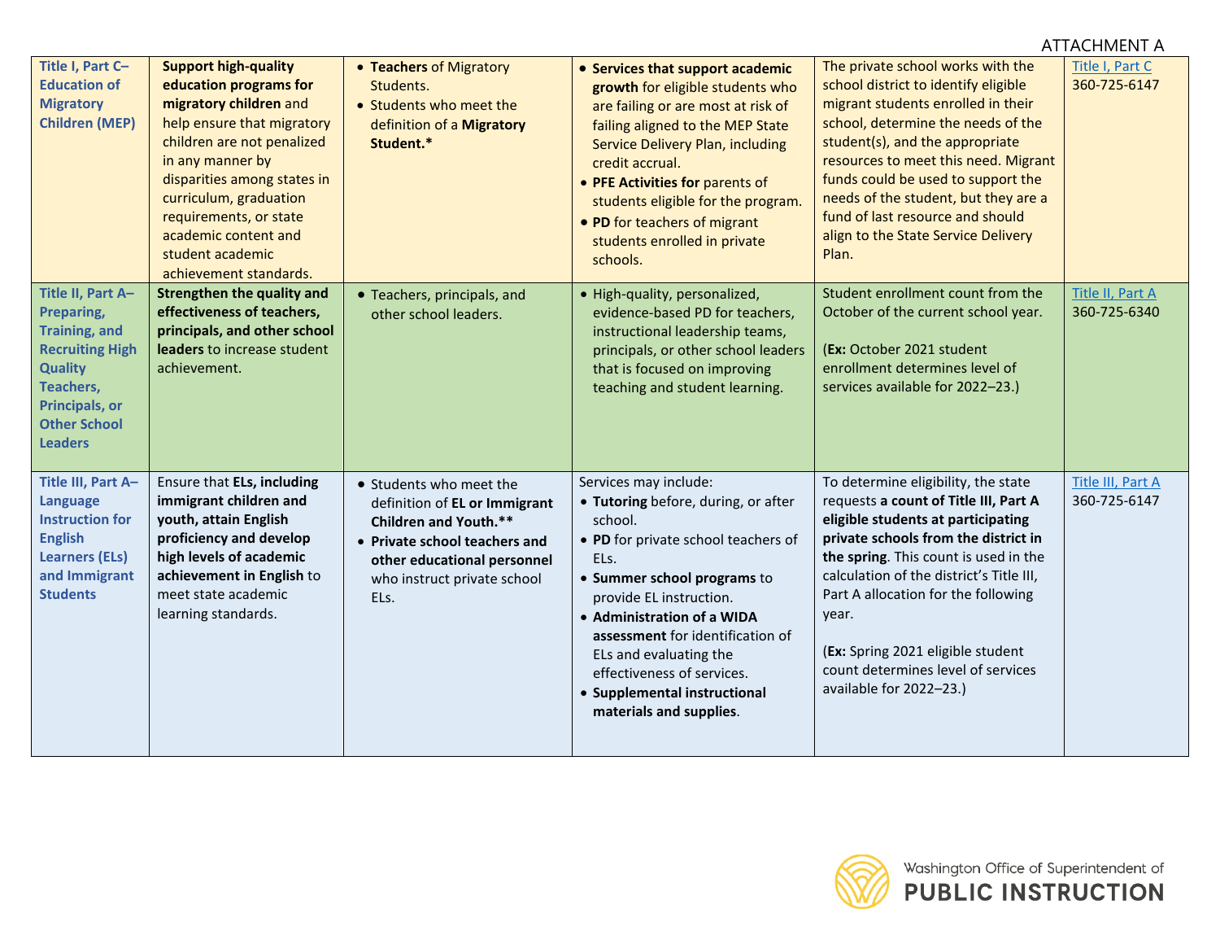ATTACHMENT A

| | | | | | |
|---|---|---|---|---|---|
| **Title I, Part C–Education of Migratory Children (MEP)** | **Support high-quality education programs for migratory children** and help ensure that migratory children are not penalized in any manner by disparities among states in curriculum, graduation requirements, or state academic content and student academic achievement standards. | • **Teachers** of Migratory Students.<br>• Students who meet the definition of a **Migratory Student.*** | • **Services that support academic growth** for eligible students who are failing or are most at risk of failing aligned to the MEP State Service Delivery Plan, including credit accrual.<br>• **PFE Activities for** parents of students eligible for the program.<br>• **PD** for teachers of migrant students enrolled in private schools. | The private school works with the school district to identify eligible migrant students enrolled in their school, determine the needs of the student(s), and the appropriate resources to meet this need. Migrant funds could be used to support the needs of the student, but they are a fund of last resource and should align to the State Service Delivery Plan. | Title I, Part C<br>360-725-6147 |
| **Title II, Part A–Preparing, Training, and Recruiting High Quality Teachers, Principals, or Other School Leaders** | **Strengthen the quality and effectiveness of teachers, principals, and other school leaders** to increase student achievement. | • Teachers, principals, and other school leaders. | • High-quality, personalized, evidence-based PD for teachers, instructional leadership teams, principals, or other school leaders that is focused on improving teaching and student learning. | Student enrollment count from the October of the current school year.<br><br>(**Ex:** October 2021 student enrollment determines level of services available for 2022–23.) | Title II, Part A<br>360-725-6340 |
| **Title III, Part A–Language Instruction for English Learners (ELs) and Immigrant Students** | Ensure that **ELs, including immigrant children and youth, attain English proficiency and develop high levels of academic achievement in English** to meet state academic learning standards. | • Students who meet the definition of **EL or Immigrant Children and Youth.****<br>• **Private school teachers and other educational personnel** who instruct private school ELs. | Services may include:<br>• **Tutoring** before, during, or after school.<br>• **PD** for private school teachers of ELs.<br>• **Summer school programs** to provide EL instruction.<br>• **Administration of a WIDA assessment** for identification of ELs and evaluating the effectiveness of services.<br>• **Supplemental instructional materials and supplies**. | To determine eligibility, the state requests **a count of Title III, Part A eligible students at participating private schools from the district in the spring**. This count is used in the calculation of the district's Title III, Part A allocation for the following year.<br><br>(**Ex:** Spring 2021 eligible student count determines level of services available for 2022–23.) | Title III, Part A<br>360-725-6147 |

Washington Office of Superintendent of
**PUBLIC INSTRUCTION**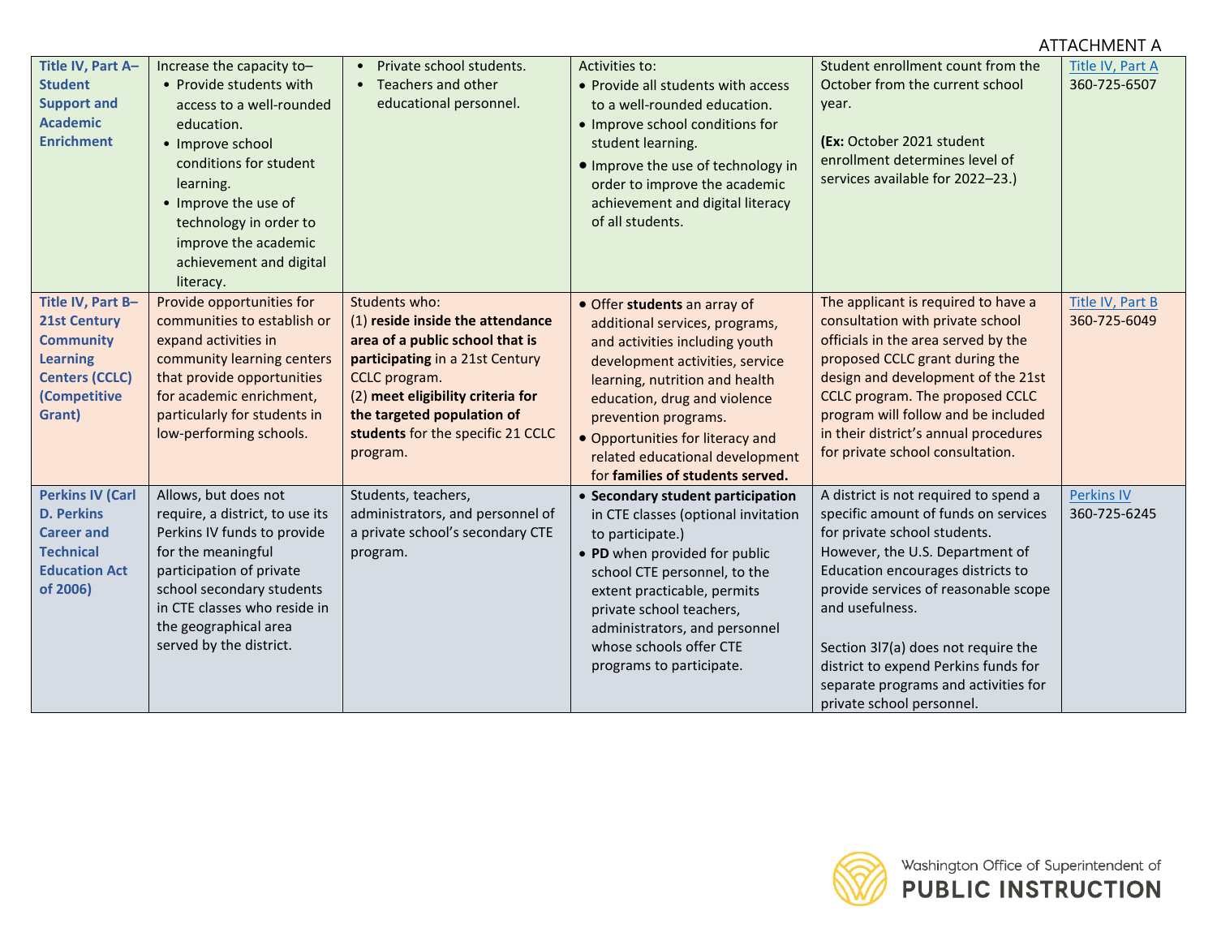ATTACHMENT A

| | | | | | |
|---|---|---|---|---|---|
| **Title IV, Part A–Student Support and Academic Enrichment** | Increase the capacity to–<br>• Provide students with access to a well-rounded education.<br>• Improve school conditions for student learning.<br>• Improve the use of technology in order to improve the academic achievement and digital literacy. | • Private school students.<br>• Teachers and other educational personnel. | Activities to:<br>• Provide all students with access to a well-rounded education.<br>• Improve school conditions for student learning.<br>• Improve the use of technology in order to improve the academic achievement and digital literacy of all students. | Student enrollment count from the October from the current school year.<br><br>**(Ex:** October 2021 student enrollment determines level of services available for 2022–23.) | Title IV, Part A<br>360-725-6507 |
| **Title IV, Part B–21st Century Community Learning Centers (CCLC) (Competitive Grant)** | Provide opportunities for communities to establish or expand activities in community learning centers that provide opportunities for academic enrichment, particularly for students in low-performing schools. | Students who:<br>(1) **reside inside the attendance area of a public school that is participating** in a 21st Century CCLC program.<br>(2) **meet eligibility criteria for the targeted population of students** for the specific 21 CCLC program. | • Offer **students** an array of additional services, programs, and activities including youth development activities, service learning, nutrition and health education, drug and violence prevention programs.<br>• Opportunities for literacy and related educational development for **families of students served.** | The applicant is required to have a consultation with private school officials in the area served by the proposed CCLC grant during the design and development of the 21st CCLC program. The proposed CCLC program will follow and be included in their district's annual procedures for private school consultation. | Title IV, Part B<br>360-725-6049 |
| **Perkins IV (Carl D. Perkins Career and Technical Education Act of 2006)** | Allows, but does not require, a district, to use its Perkins IV funds to provide for the meaningful participation of private school secondary students in CTE classes who reside in the geographical area served by the district. | Students, teachers, administrators, and personnel of a private school's secondary CTE program. | • **Secondary student participation** in CTE classes (optional invitation to participate.)<br>• **PD** when provided for public school CTE personnel, to the extent practicable, permits private school teachers, administrators, and personnel whose schools offer CTE programs to participate. | A district is not required to spend a specific amount of funds on services for private school students. However, the U.S. Department of Education encourages districts to provide services of reasonable scope and usefulness.<br><br>Section 3l7(a) does not require the district to expend Perkins funds for separate programs and activities for private school personnel. | Perkins IV<br>360-725-6245 |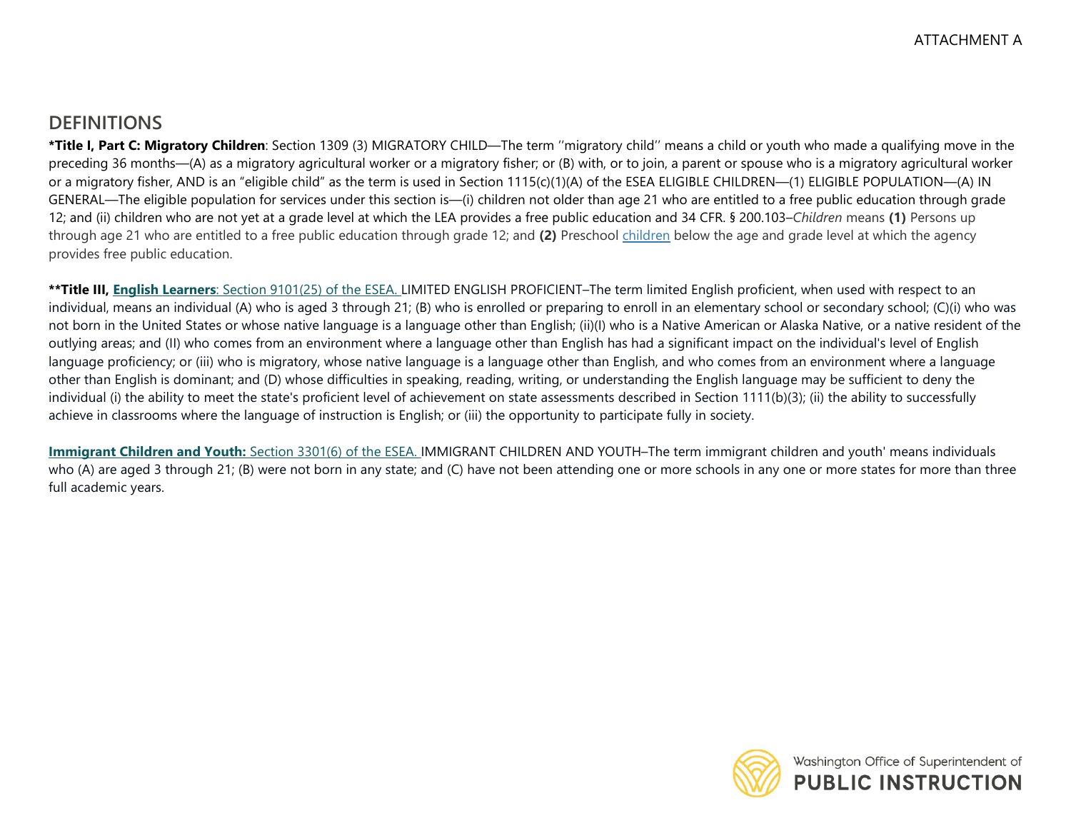## DEFINITIONS

***Title I, Part C: Migratory Children**: Section 1309 (3) MIGRATORY CHILD—The term ''migratory child'' means a child or youth who made a qualifying move in the preceding 36 months—(A) as a migratory agricultural worker or a migratory fisher; or (B) with, or to join, a parent or spouse who is a migratory agricultural worker or a migratory fisher, AND is an "eligible child" as the term is used in Section 1115(c)(1)(A) of the ESEA ELIGIBLE CHILDREN—(1) ELIGIBLE POPULATION—(A) IN GENERAL—The eligible population for services under this section is—(i) children not older than age 21 who are entitled to a free public education through grade 12; and (ii) children who are not yet at a grade level at which the LEA provides a free public education and 34 CFR. § 200.103–*Children* means **(1)** Persons up through age 21 who are entitled to a free public education through grade 12; and **(2)** Preschool children below the age and grade level at which the agency provides free public education.

****Title III, English Learners**: Section 9101(25) of the ESEA. LIMITED ENGLISH PROFICIENT–The term limited English proficient, when used with respect to an individual, means an individual (A) who is aged 3 through 21; (B) who is enrolled or preparing to enroll in an elementary school or secondary school; (C)(i) who was not born in the United States or whose native language is a language other than English; (ii)(I) who is a Native American or Alaska Native, or a native resident of the outlying areas; and (II) who comes from an environment where a language other than English has had a significant impact on the individual's level of English language proficiency; or (iii) who is migratory, whose native language is a language other than English, and who comes from an environment where a language other than English is dominant; and (D) whose difficulties in speaking, reading, writing, or understanding the English language may be sufficient to deny the individual (i) the ability to meet the state's proficient level of achievement on state assessments described in Section 1111(b)(3); (ii) the ability to successfully achieve in classrooms where the language of instruction is English; or (iii) the opportunity to participate fully in society.

**Immigrant Children and Youth:** Section 3301(6) of the ESEA. IMMIGRANT CHILDREN AND YOUTH–The term immigrant children and youth' means individuals who (A) are aged 3 through 21; (B) were not born in any state; and (C) have not been attending one or more schools in any one or more states for more than three full academic years.